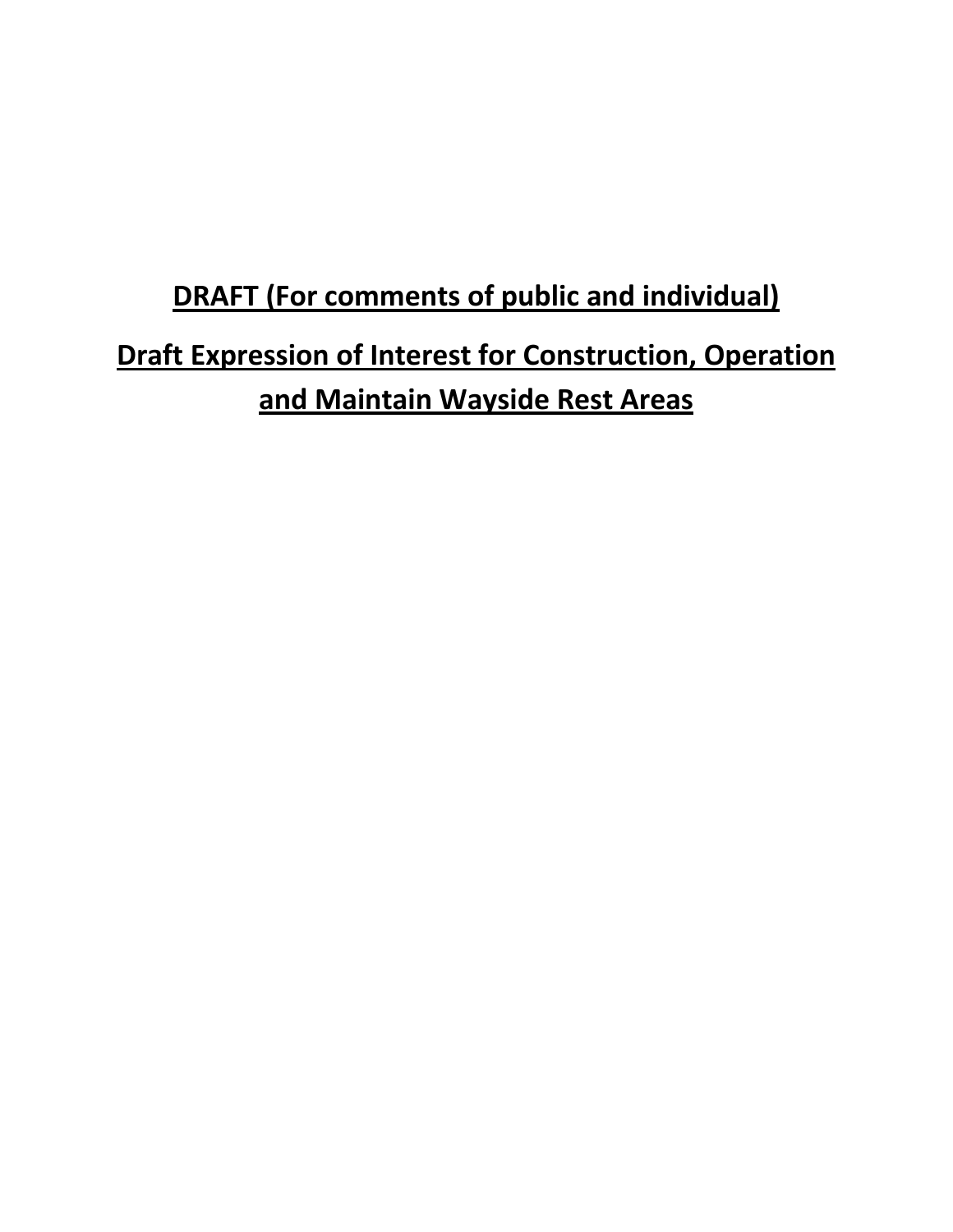# DRAFT (For comments of public and individual)

# Draft Expression of Interest for Construction, Operation and Maintain Wayside Rest Areas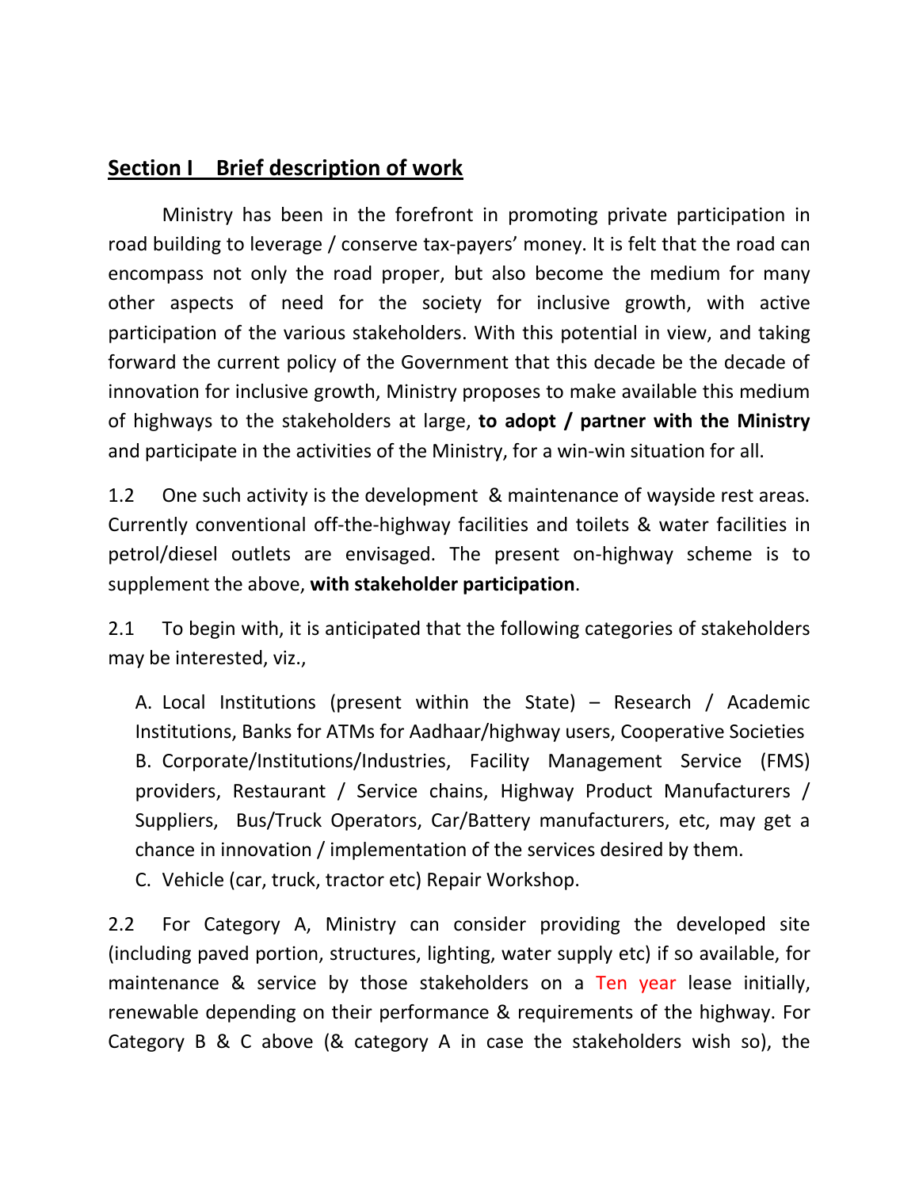## Section I Brief description of work

Ministry has been in the forefront in promoting private participation in road building to leverage / conserve tax-payers' money. It is felt that the road can encompass not only the road proper, but also become the medium for many other aspects of need for the society for inclusive growth, with active participation of the various stakeholders. With this potential in view, and taking forward the current policy of the Government that this decade be the decade of innovation for inclusive growth, Ministry proposes to make available this medium of highways to the stakeholders at large, **to adopt / partner with the Ministry** and participate in the activities of the Ministry, for a win-win situation for all.

1.2 One such activity is the development & maintenance of wayside rest areas. Currently conventional off-the-highway facilities and toilets & water facilities in petrol/diesel outlets are envisaged. The present on-highway scheme is to supplement the above, **with stakeholder participation**.

2.1 To begin with, it is anticipated that the following categories of stakeholders may be interested, viz.,

A. Local Institutions (present within the State) – Research / Academic Institutions, Banks for ATMs for Aadhaar/highway users, Cooperative Societies
B. Corporate/Institutions/Industries, Facility Management Service (FMS) providers, Restaurant / Service chains, Highway Product Manufacturers / Suppliers, Bus/Truck Operators, Car/Battery manufacturers, etc, may get a chance in innovation / implementation of the services desired by them.
C. Vehicle (car, truck, tractor etc) Repair Workshop.

2.2 For Category A, Ministry can consider providing the developed site (including paved portion, structures, lighting, water supply etc) if so available, for maintenance & service by those stakeholders on a Ten year lease initially, renewable depending on their performance & requirements of the highway. For Category B & C above (& category A in case the stakeholders wish so), the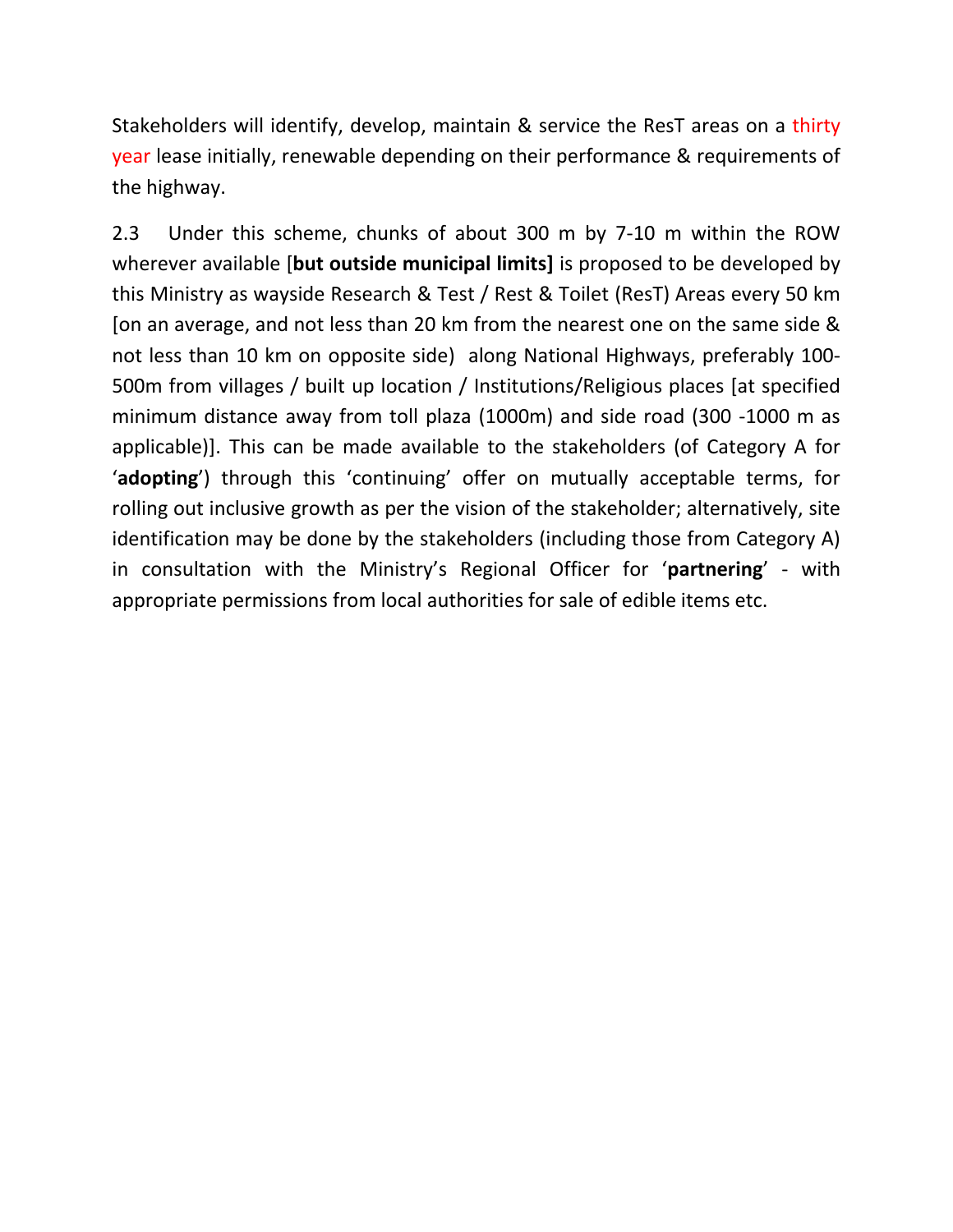Stakeholders will identify, develop, maintain & service the ResT areas on a thirty year lease initially, renewable depending on their performance & requirements of the highway.

2.3 Under this scheme, chunks of about 300 m by 7-10 m within the ROW wherever available [**but outside municipal limits]** is proposed to be developed by this Ministry as wayside Research & Test / Rest & Toilet (ResT) Areas every 50 km [on an average, and not less than 20 km from the nearest one on the same side & not less than 10 km on opposite side) along National Highways, preferably 100-500m from villages / built up location / Institutions/Religious places [at specified minimum distance away from toll plaza (1000m) and side road (300 -1000 m as applicable)]. This can be made available to the stakeholders (of Category A for '**adopting**') through this 'continuing' offer on mutually acceptable terms, for rolling out inclusive growth as per the vision of the stakeholder; alternatively, site identification may be done by the stakeholders (including those from Category A) in consultation with the Ministry's Regional Officer for '**partnering**' - with appropriate permissions from local authorities for sale of edible items etc.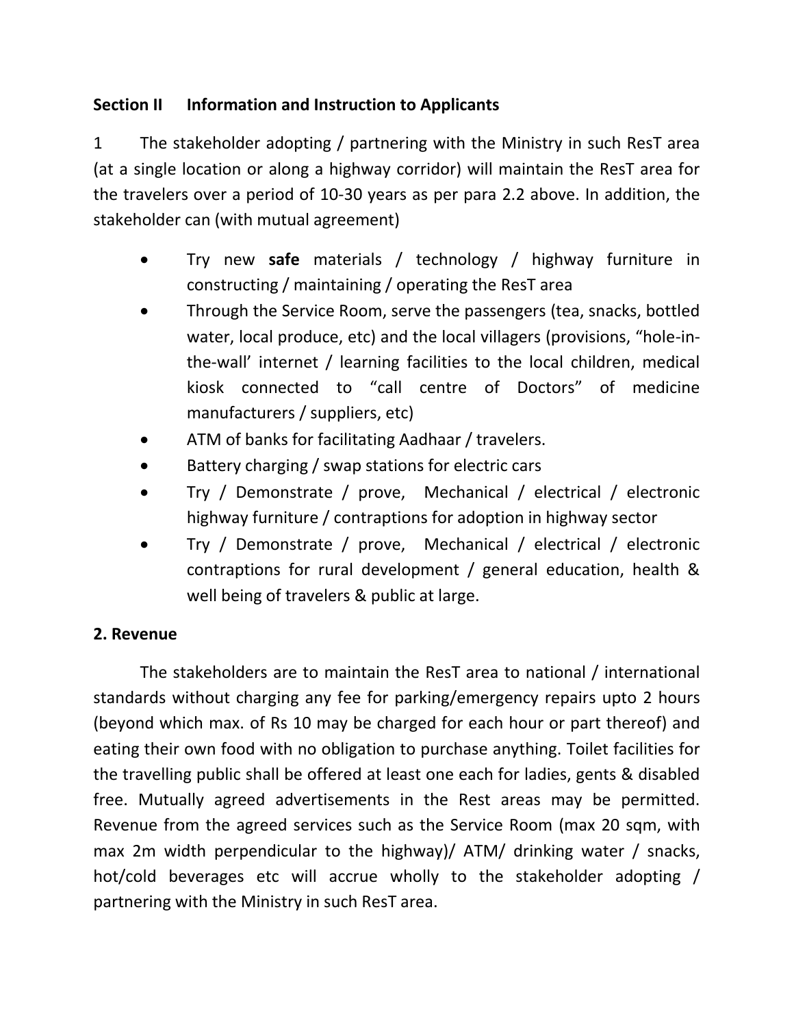**Section II Information and Instruction to Applicants**

1 The stakeholder adopting / partnering with the Ministry in such ResT area (at a single location or along a highway corridor) will maintain the ResT area for the travelers over a period of 10-30 years as per para 2.2 above. In addition, the stakeholder can (with mutual agreement)

- Try new **safe** materials / technology / highway furniture in constructing / maintaining / operating the ResT area
- Through the Service Room, serve the passengers (tea, snacks, bottled water, local produce, etc) and the local villagers (provisions, "hole-in-the-wall' internet / learning facilities to the local children, medical kiosk connected to "call centre of Doctors" of medicine manufacturers / suppliers, etc)
- ATM of banks for facilitating Aadhaar / travelers.
- Battery charging / swap stations for electric cars
- Try / Demonstrate / prove, Mechanical / electrical / electronic highway furniture / contraptions for adoption in highway sector
- Try / Demonstrate / prove, Mechanical / electrical / electronic contraptions for rural development / general education, health & well being of travelers & public at large.

**2. Revenue**

The stakeholders are to maintain the ResT area to national / international standards without charging any fee for parking/emergency repairs upto 2 hours (beyond which max. of Rs 10 may be charged for each hour or part thereof) and eating their own food with no obligation to purchase anything. Toilet facilities for the travelling public shall be offered at least one each for ladies, gents & disabled free. Mutually agreed advertisements in the Rest areas may be permitted. Revenue from the agreed services such as the Service Room (max 20 sqm, with max 2m width perpendicular to the highway)/ ATM/ drinking water / snacks, hot/cold beverages etc will accrue wholly to the stakeholder adopting / partnering with the Ministry in such ResT area.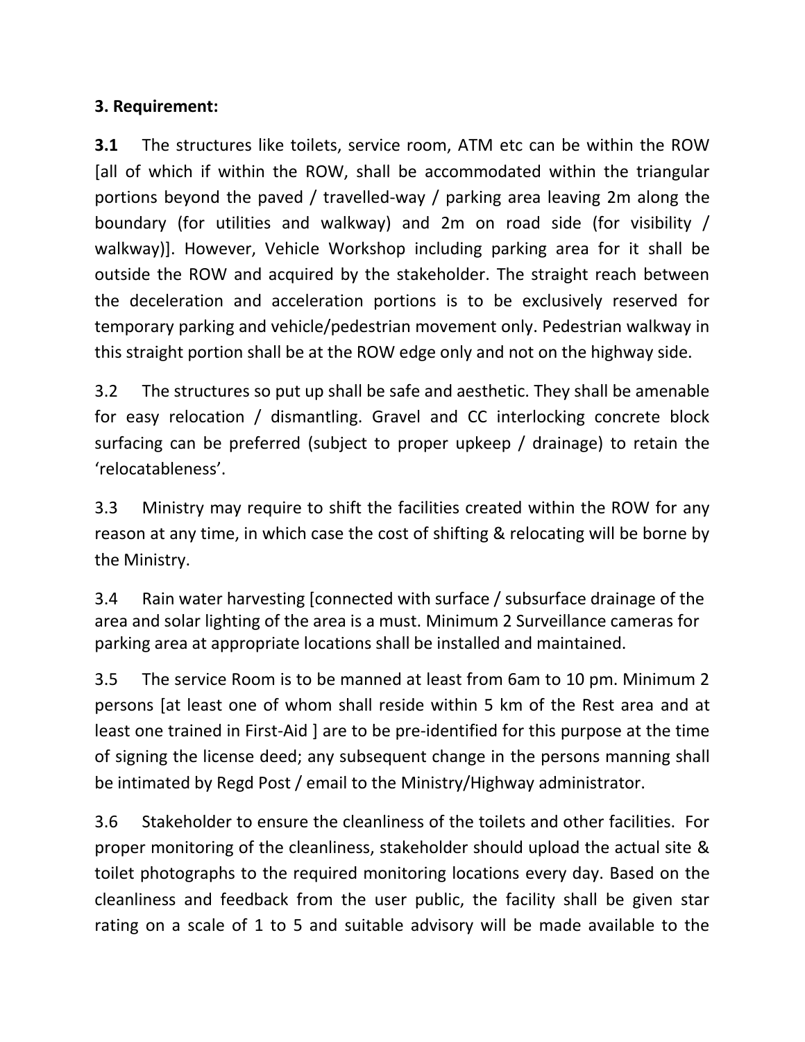**3. Requirement:**

**3.1** The structures like toilets, service room, ATM etc can be within the ROW [all of which if within the ROW, shall be accommodated within the triangular portions beyond the paved / travelled-way / parking area leaving 2m along the boundary (for utilities and walkway) and 2m on road side (for visibility / walkway)]. However, Vehicle Workshop including parking area for it shall be outside the ROW and acquired by the stakeholder. The straight reach between the deceleration and acceleration portions is to be exclusively reserved for temporary parking and vehicle/pedestrian movement only. Pedestrian walkway in this straight portion shall be at the ROW edge only and not on the highway side.

3.2 The structures so put up shall be safe and aesthetic. They shall be amenable for easy relocation / dismantling. Gravel and CC interlocking concrete block surfacing can be preferred (subject to proper upkeep / drainage) to retain the 'relocatableness'.

3.3 Ministry may require to shift the facilities created within the ROW for any reason at any time, in which case the cost of shifting & relocating will be borne by the Ministry.

3.4 Rain water harvesting [connected with surface / subsurface drainage of the area and solar lighting of the area is a must. Minimum 2 Surveillance cameras for parking area at appropriate locations shall be installed and maintained.

3.5 The service Room is to be manned at least from 6am to 10 pm. Minimum 2 persons [at least one of whom shall reside within 5 km of the Rest area and at least one trained in First-Aid ] are to be pre-identified for this purpose at the time of signing the license deed; any subsequent change in the persons manning shall be intimated by Regd Post / email to the Ministry/Highway administrator.

3.6 Stakeholder to ensure the cleanliness of the toilets and other facilities. For proper monitoring of the cleanliness, stakeholder should upload the actual site & toilet photographs to the required monitoring locations every day. Based on the cleanliness and feedback from the user public, the facility shall be given star rating on a scale of 1 to 5 and suitable advisory will be made available to the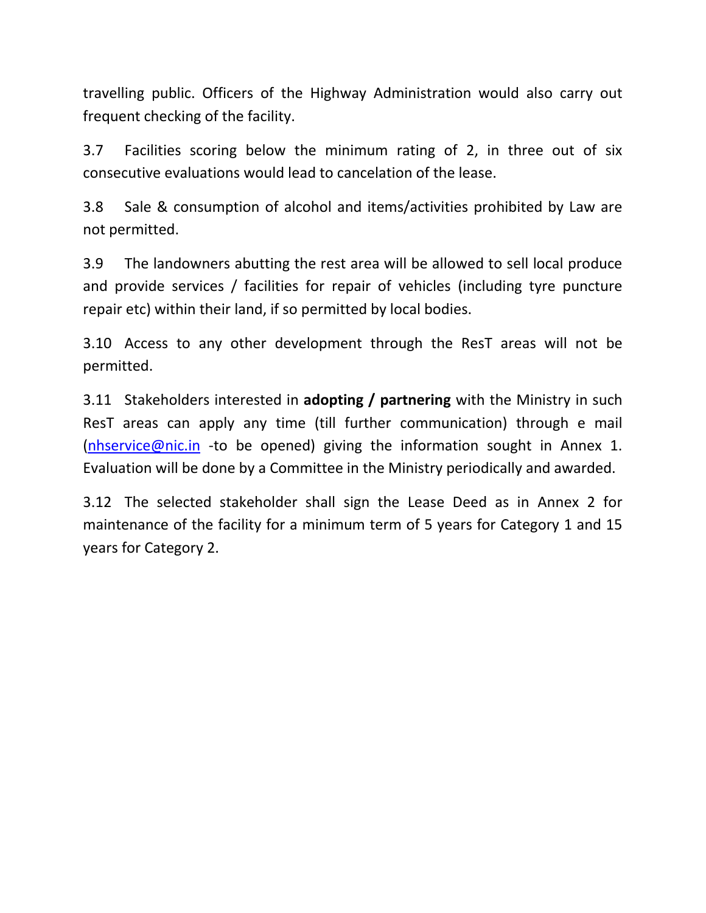travelling public. Officers of the Highway Administration would also carry out frequent checking of the facility.

3.7 Facilities scoring below the minimum rating of 2, in three out of six consecutive evaluations would lead to cancelation of the lease.

3.8 Sale & consumption of alcohol and items/activities prohibited by Law are not permitted.

3.9 The landowners abutting the rest area will be allowed to sell local produce and provide services / facilities for repair of vehicles (including tyre puncture repair etc) within their land, if so permitted by local bodies.

3.10 Access to any other development through the ResT areas will not be permitted.

3.11 Stakeholders interested in **adopting / partnering** with the Ministry in such ResT areas can apply any time (till further communication) through e mail (nhservice@nic.in -to be opened) giving the information sought in Annex 1. Evaluation will be done by a Committee in the Ministry periodically and awarded.

3.12 The selected stakeholder shall sign the Lease Deed as in Annex 2 for maintenance of the facility for a minimum term of 5 years for Category 1 and 15 years for Category 2.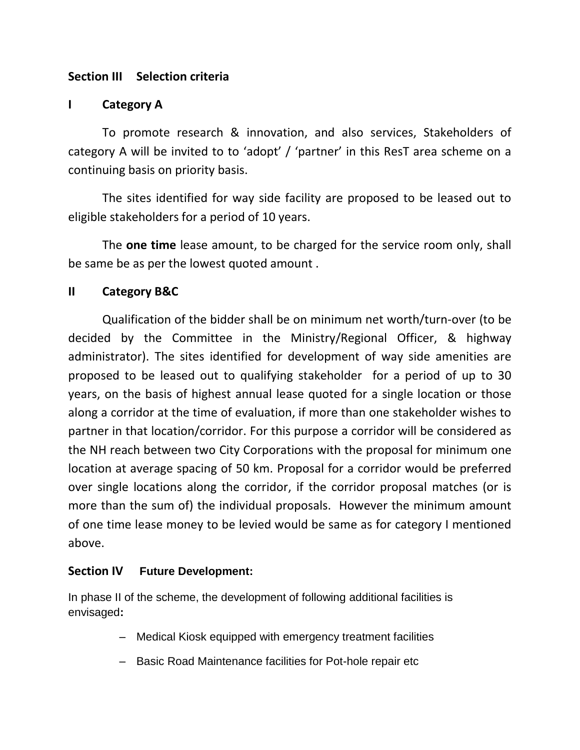## Section III Selection criteria

### I Category A

To promote research & innovation, and also services, Stakeholders of category A will be invited to to 'adopt' / 'partner' in this ResT area scheme on a continuing basis on priority basis.

The sites identified for way side facility are proposed to be leased out to eligible stakeholders for a period of 10 years.

The **one time** lease amount, to be charged for the service room only, shall be same be as per the lowest quoted amount .

### II Category B&C

Qualification of the bidder shall be on minimum net worth/turn-over (to be decided by the Committee in the Ministry/Regional Officer, & highway administrator). The sites identified for development of way side amenities are proposed to be leased out to qualifying stakeholder for a period of up to 30 years, on the basis of highest annual lease quoted for a single location or those along a corridor at the time of evaluation, if more than one stakeholder wishes to partner in that location/corridor. For this purpose a corridor will be considered as the NH reach between two City Corporations with the proposal for minimum one location at average spacing of 50 km. Proposal for a corridor would be preferred over single locations along the corridor, if the corridor proposal matches (or is more than the sum of) the individual proposals. However the minimum amount of one time lease money to be levied would be same as for category I mentioned above.

## Section IV Future Development:

In phase II of the scheme, the development of following additional facilities is envisaged**:**

- Medical Kiosk equipped with emergency treatment facilities
- Basic Road Maintenance facilities for Pot-hole repair etc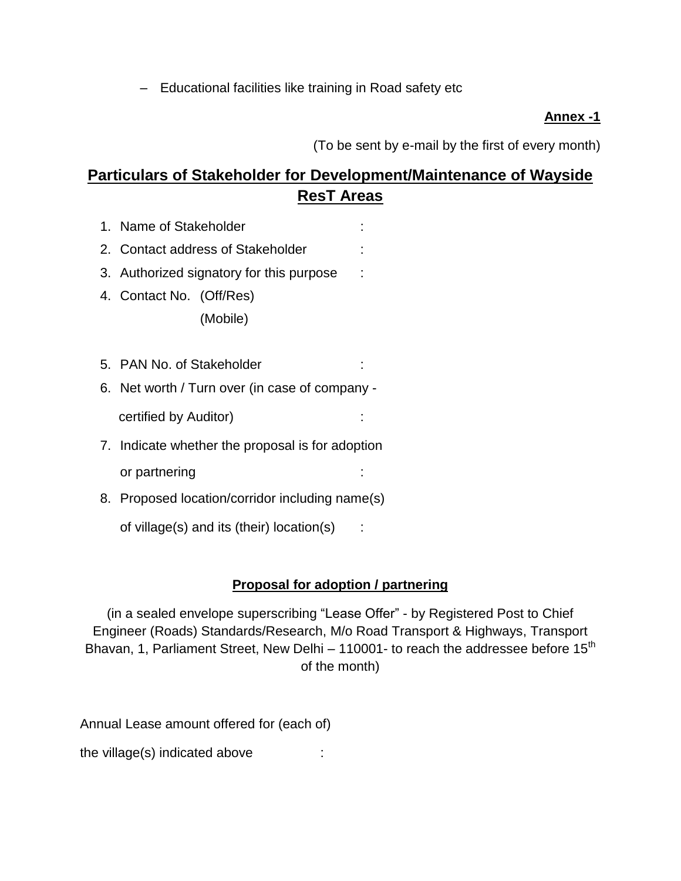– Educational facilities like training in Road safety etc

**Annex -1**

(To be sent by e-mail by the first of every month)

## Particulars of Stakeholder for Development/Maintenance of Wayside ResT Areas

1. Name of Stakeholder :
2. Contact address of Stakeholder :
3. Authorized signatory for this purpose :
4. Contact No. (Off/Res)
   (Mobile)
5. PAN No. of Stakeholder :
6. Net worth / Turn over (in case of company - certified by Auditor) :
7. Indicate whether the proposal is for adoption or partnering :
8. Proposed location/corridor including name(s) of village(s) and its (their) location(s) :

### Proposal for adoption / partnering

(in a sealed envelope superscribing "Lease Offer" - by Registered Post to Chief Engineer (Roads) Standards/Research, M/o Road Transport & Highways, Transport Bhavan, 1, Parliament Street, New Delhi – 110001- to reach the addressee before 15th of the month)

Annual Lease amount offered for (each of) the village(s) indicated above :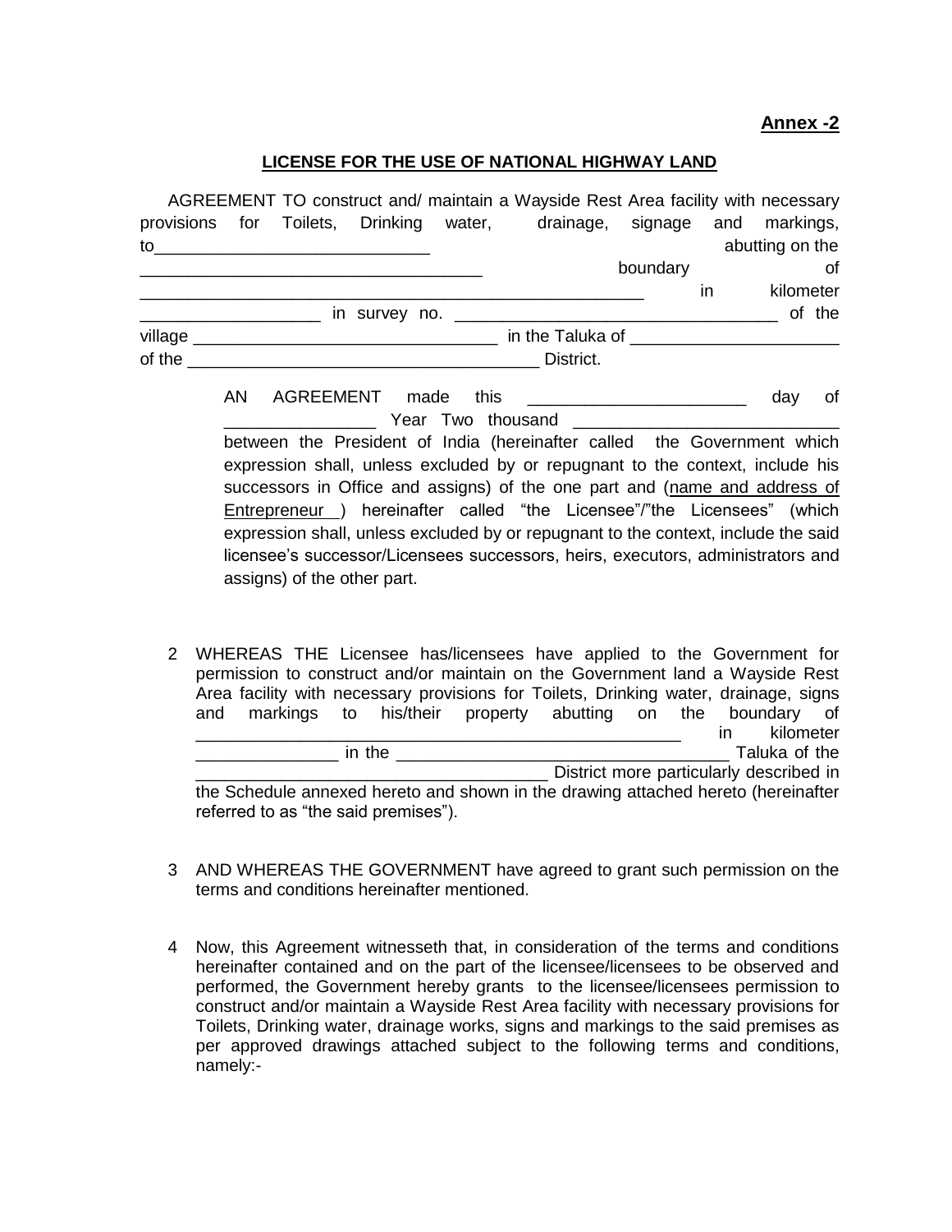**Annex -2**

**LICENSE FOR THE USE OF NATIONAL HIGHWAY LAND**

AGREEMENT TO construct and/ maintain a Wayside Rest Area facility with necessary provisions for Toilets, Drinking water, drainage, signage and markings, to_____________________________ abutting on the ___________________________________ boundary of ___________________________________________________ in kilometer __________________ in survey no. _________________________________ of the village ______________________________ in the Taluka of _____________________ of the ____________________________________ District.

AN AGREEMENT made this ______________________ day of ________________ Year Two thousand ___________________________ between the President of India (hereinafter called the Government which expression shall, unless excluded by or repugnant to the context, include his successors in Office and assigns) of the one part and (name and address of Entrepreneur ) hereinafter called "the Licensee"/"the Licensees" (which expression shall, unless excluded by or repugnant to the context, include the said licensee's successor/Licensees successors, heirs, executors, administrators and assigns) of the other part.

2 WHEREAS THE Licensee has/licensees have applied to the Government for permission to construct and/or maintain on the Government land a Wayside Rest Area facility with necessary provisions for Toilets, Drinking water, drainage, signs and markings to his/their property abutting on the boundary of _______________________________________________ in kilometer _______________ in the __________________________________ Taluka of the ____________________________________ District more particularly described in the Schedule annexed hereto and shown in the drawing attached hereto (hereinafter referred to as "the said premises").

3 AND WHEREAS THE GOVERNMENT have agreed to grant such permission on the terms and conditions hereinafter mentioned.

4 Now, this Agreement witnesseth that, in consideration of the terms and conditions hereinafter contained and on the part of the licensee/licensees to be observed and performed, the Government hereby grants to the licensee/licensees permission to construct and/or maintain a Wayside Rest Area facility with necessary provisions for Toilets, Drinking water, drainage works, signs and markings to the said premises as per approved drawings attached subject to the following terms and conditions, namely:-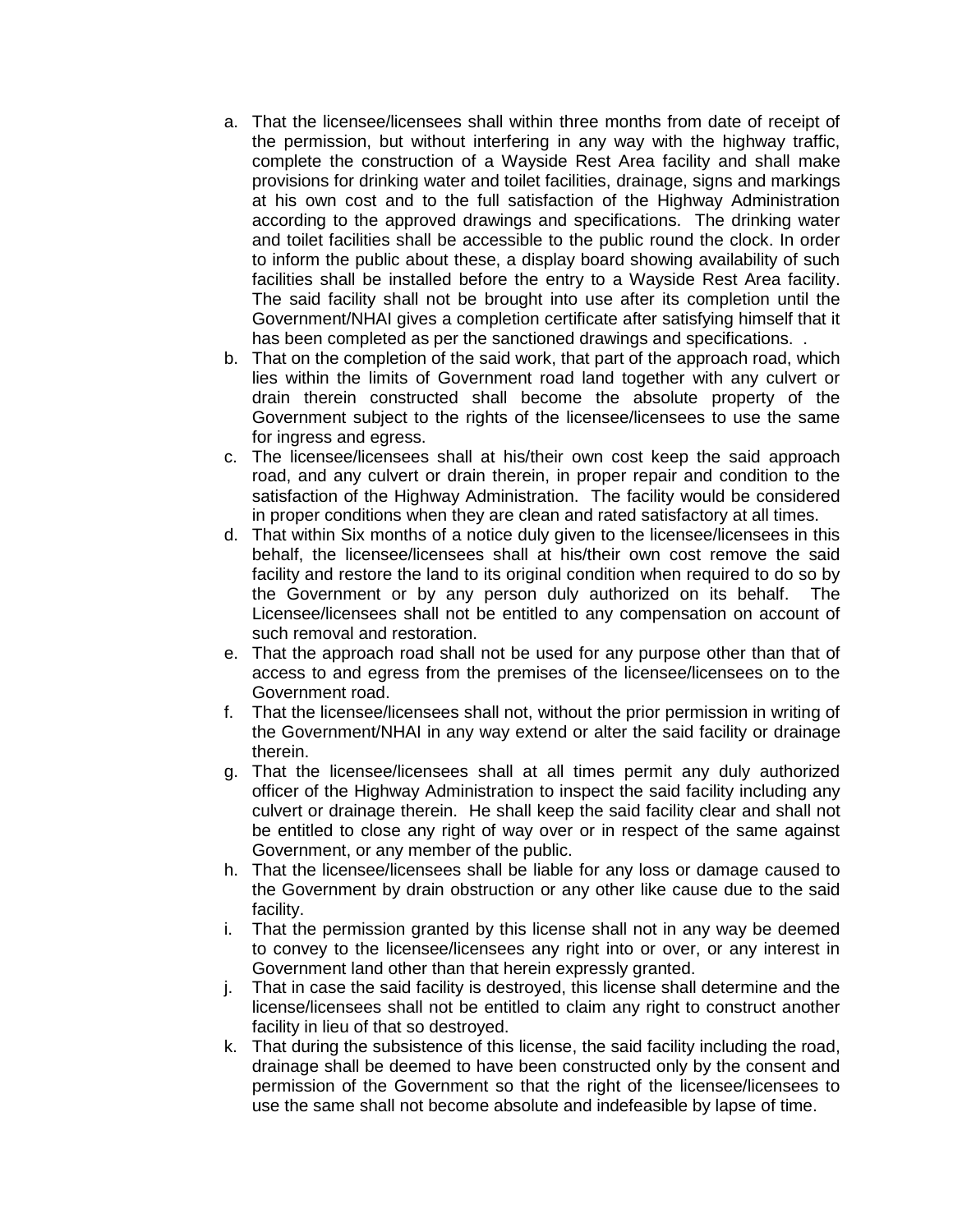a. That the licensee/licensees shall within three months from date of receipt of the permission, but without interfering in any way with the highway traffic, complete the construction of a Wayside Rest Area facility and shall make provisions for drinking water and toilet facilities, drainage, signs and markings at his own cost and to the full satisfaction of the Highway Administration according to the approved drawings and specifications. The drinking water and toilet facilities shall be accessible to the public round the clock. In order to inform the public about these, a display board showing availability of such facilities shall be installed before the entry to a Wayside Rest Area facility. The said facility shall not be brought into use after its completion until the Government/NHAI gives a completion certificate after satisfying himself that it has been completed as per the sanctioned drawings and specifications. .
b. That on the completion of the said work, that part of the approach road, which lies within the limits of Government road land together with any culvert or drain therein constructed shall become the absolute property of the Government subject to the rights of the licensee/licensees to use the same for ingress and egress.
c. The licensee/licensees shall at his/their own cost keep the said approach road, and any culvert or drain therein, in proper repair and condition to the satisfaction of the Highway Administration. The facility would be considered in proper conditions when they are clean and rated satisfactory at all times.
d. That within Six months of a notice duly given to the licensee/licensees in this behalf, the licensee/licensees shall at his/their own cost remove the said facility and restore the land to its original condition when required to do so by the Government or by any person duly authorized on its behalf. The Licensee/licensees shall not be entitled to any compensation on account of such removal and restoration.
e. That the approach road shall not be used for any purpose other than that of access to and egress from the premises of the licensee/licensees on to the Government road.
f. That the licensee/licensees shall not, without the prior permission in writing of the Government/NHAI in any way extend or alter the said facility or drainage therein.
g. That the licensee/licensees shall at all times permit any duly authorized officer of the Highway Administration to inspect the said facility including any culvert or drainage therein. He shall keep the said facility clear and shall not be entitled to close any right of way over or in respect of the same against Government, or any member of the public.
h. That the licensee/licensees shall be liable for any loss or damage caused to the Government by drain obstruction or any other like cause due to the said facility.
i. That the permission granted by this license shall not in any way be deemed to convey to the licensee/licensees any right into or over, or any interest in Government land other than that herein expressly granted.
j. That in case the said facility is destroyed, this license shall determine and the license/licensees shall not be entitled to claim any right to construct another facility in lieu of that so destroyed.
k. That during the subsistence of this license, the said facility including the road, drainage shall be deemed to have been constructed only by the consent and permission of the Government so that the right of the licensee/licensees to use the same shall not become absolute and indefeasible by lapse of time.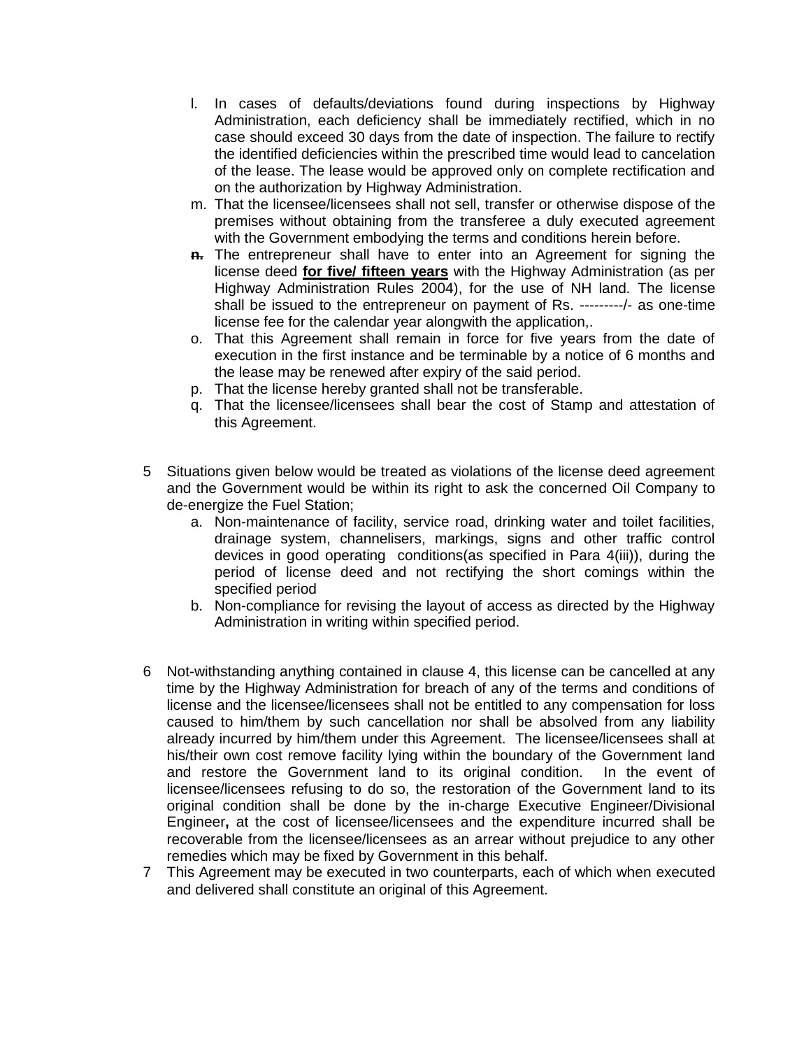l. In cases of defaults/deviations found during inspections by Highway Administration, each deficiency shall be immediately rectified, which in no case should exceed 30 days from the date of inspection. The failure to rectify the identified deficiencies within the prescribed time would lead to cancelation of the lease. The lease would be approved only on complete rectification and on the authorization by Highway Administration.

m. That the licensee/licensees shall not sell, transfer or otherwise dispose of the premises without obtaining from the transferee a duly executed agreement with the Government embodying the terms and conditions herein before.

n. The entrepreneur shall have to enter into an Agreement for signing the license deed **for five/ fifteen years** with the Highway Administration (as per Highway Administration Rules 2004), for the use of NH land. The license shall be issued to the entrepreneur on payment of Rs. ---------/- as one-time license fee for the calendar year alongwith the application,.

o. That this Agreement shall remain in force for five years from the date of execution in the first instance and be terminable by a notice of 6 months and the lease may be renewed after expiry of the said period.

p. That the license hereby granted shall not be transferable.

q. That the licensee/licensees shall bear the cost of Stamp and attestation of this Agreement.

5 Situations given below would be treated as violations of the license deed agreement and the Government would be within its right to ask the concerned Oil Company to de-energize the Fuel Station;

a. Non-maintenance of facility, service road, drinking water and toilet facilities, drainage system, channelisers, markings, signs and other traffic control devices in good operating conditions(as specified in Para 4(iii)), during the period of license deed and not rectifying the short comings within the specified period

b. Non-compliance for revising the layout of access as directed by the Highway Administration in writing within specified period.

6 Not-withstanding anything contained in clause 4, this license can be cancelled at any time by the Highway Administration for breach of any of the terms and conditions of license and the licensee/licensees shall not be entitled to any compensation for loss caused to him/them by such cancellation nor shall be absolved from any liability already incurred by him/them under this Agreement. The licensee/licensees shall at his/their own cost remove facility lying within the boundary of the Government land and restore the Government land to its original condition. In the event of licensee/licensees refusing to do so, the restoration of the Government land to its original condition shall be done by the in-charge Executive Engineer/Divisional Engineer**,** at the cost of licensee/licensees and the expenditure incurred shall be recoverable from the licensee/licensees as an arrear without prejudice to any other remedies which may be fixed by Government in this behalf.

7 This Agreement may be executed in two counterparts, each of which when executed and delivered shall constitute an original of this Agreement.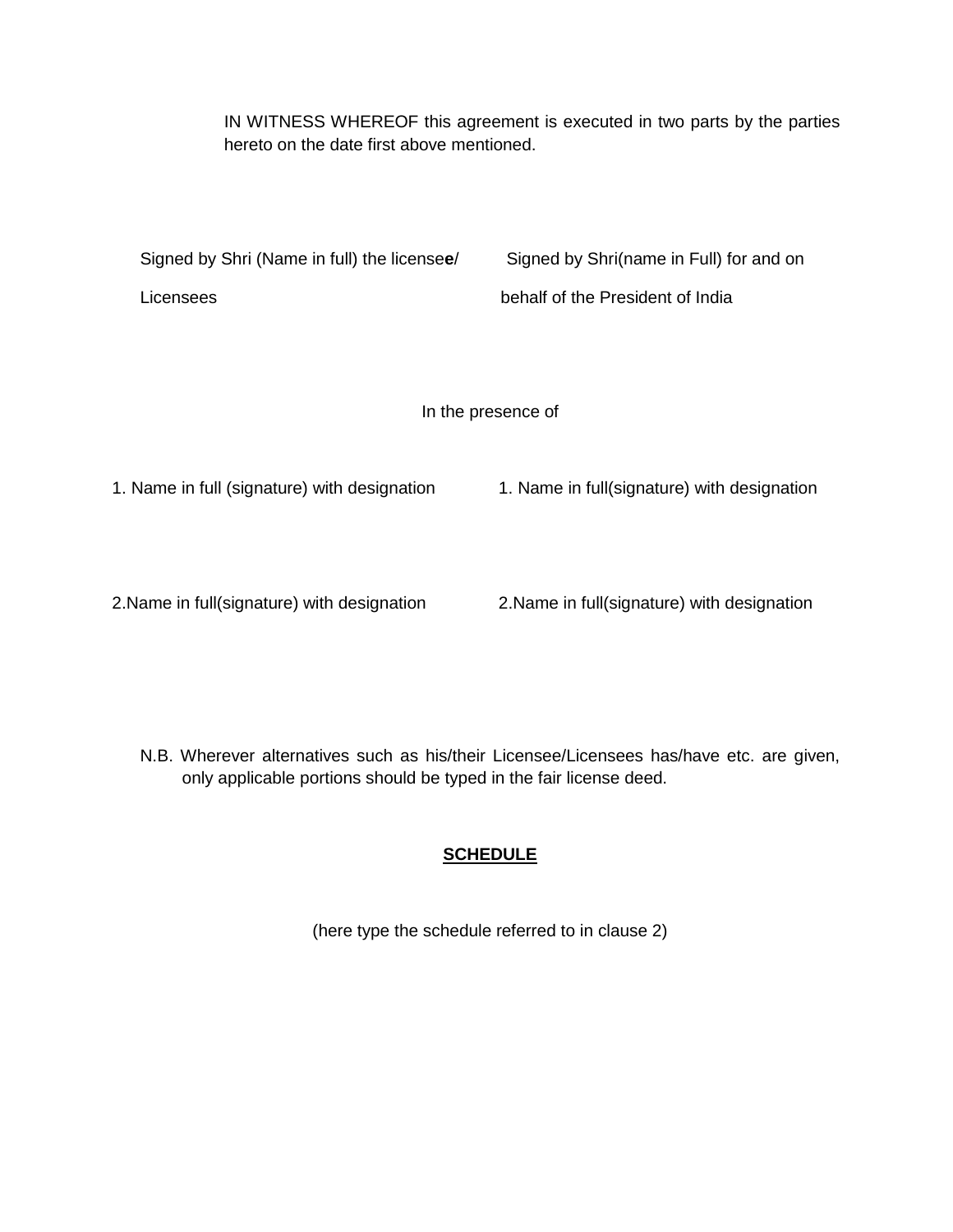IN WITNESS WHEREOF this agreement is executed in two parts by the parties hereto on the date first above mentioned.

| | |
|---|---|
| Signed by Shri (Name in full) the licensee/ Licensees | Signed by Shri(name in Full) for and on behalf of the President of India |

In the presence of

| | |
|---|---|
| 1. Name in full (signature) with designation | 1. Name in full(signature) with designation |
| 2.Name in full(signature) with designation | 2.Name in full(signature) with designation |

N.B. Wherever alternatives such as his/their Licensee/Licensees has/have etc. are given, only applicable portions should be typed in the fair license deed.

**SCHEDULE**

(here type the schedule referred to in clause 2)